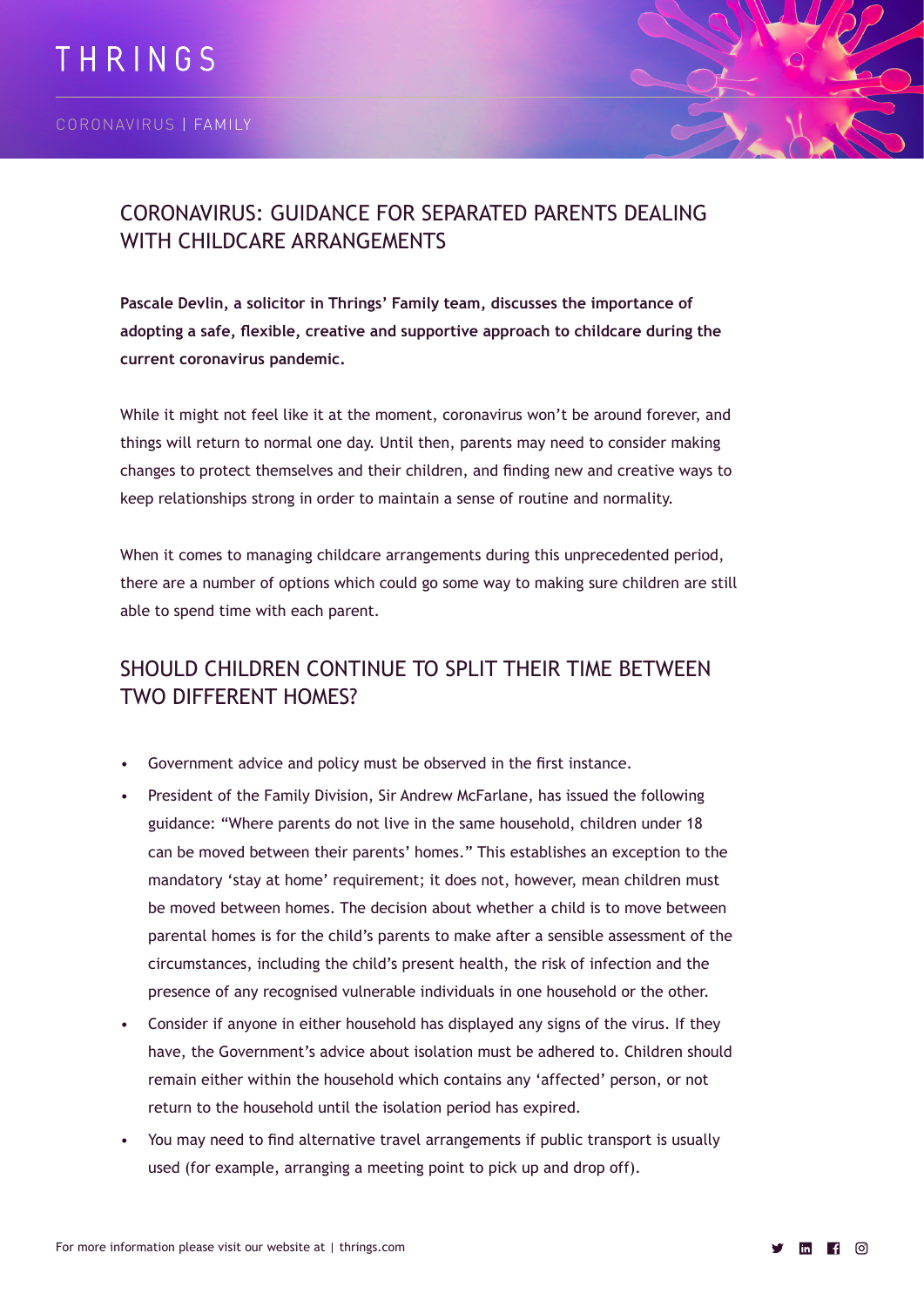# CORONAVIRUS: GUIDANCE FOR SEPARATED PARENTS DEALING WITH CHILDCARE ARRANGEMENTS

**Pascale Devlin, a solicitor in Thrings' Family team, discusses the importance of adopting a safe, flexible, creative and supportive approach to childcare during the current coronavirus pandemic.**

While it might not feel like it at the moment, coronavirus won't be around forever, and things will return to normal one day. Until then, parents may need to consider making changes to protect themselves and their children, and finding new and creative ways to keep relationships strong in order to maintain a sense of routine and normality.

When it comes to managing childcare arrangements during this unprecedented period, there are a number of options which could go some way to making sure children are still able to spend time with each parent.

## SHOULD CHILDREN CONTINUE TO SPLIT THEIR TIME BETWEEN TWO DIFFERENT HOMES?

- Government advice and policy must be observed in the first instance.
- President of the Family Division, Sir Andrew McFarlane, has issued the following guidance: "Where parents do not live in the same household, children under 18 can be moved between their parents' homes." This establishes an exception to the mandatory 'stay at home' requirement; it does not, however, mean children must be moved between homes. The decision about whether a child is to move between parental homes is for the child's parents to make after a sensible assessment of the circumstances, including the child's present health, the risk of infection and the presence of any recognised vulnerable individuals in one household or the other.
- Consider if anyone in either household has displayed any signs of the virus. If they have, the Government's advice about isolation must be adhered to. Children should remain either within the household which contains any 'affected' person, or not return to the household until the isolation period has expired.
- You may need to find alternative travel arrangements if public transport is usually used (for example, arranging a meeting point to pick up and drop off).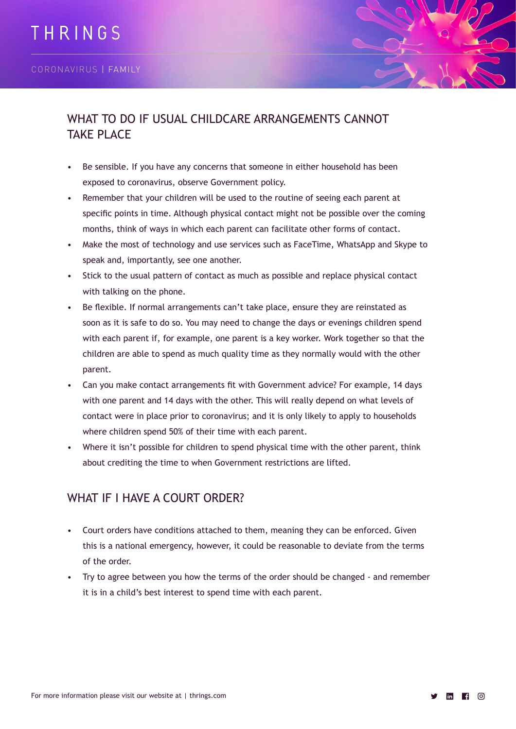## WHAT TO DO IF USUAL CHILDCARE ARRANGEMENTS CANNOT TAKE PLACE

- Be sensible. If you have any concerns that someone in either household has been exposed to coronavirus, observe Government policy.
- Remember that your children will be used to the routine of seeing each parent at specific points in time. Although physical contact might not be possible over the coming months, think of ways in which each parent can facilitate other forms of contact.
- Make the most of technology and use services such as FaceTime, WhatsApp and Skype to speak and, importantly, see one another.
- Stick to the usual pattern of contact as much as possible and replace physical contact with talking on the phone.
- Be flexible. If normal arrangements can't take place, ensure they are reinstated as soon as it is safe to do so. You may need to change the days or evenings children spend with each parent if, for example, one parent is a key worker. Work together so that the children are able to spend as much quality time as they normally would with the other parent.
- Can you make contact arrangements fit with Government advice? For example, 14 days with one parent and 14 days with the other. This will really depend on what levels of contact were in place prior to coronavirus; and it is only likely to apply to households where children spend 50% of their time with each parent.
- Where it isn't possible for children to spend physical time with the other parent, think about crediting the time to when Government restrictions are lifted.

## WHAT IF I HAVE A COURT ORDER?

- Court orders have conditions attached to them, meaning they can be enforced. Given this is a national emergency, however, it could be reasonable to deviate from the terms of the order.
- Try to agree between you how the terms of the order should be changed - and remember it is in a child's best interest to spend time with each parent.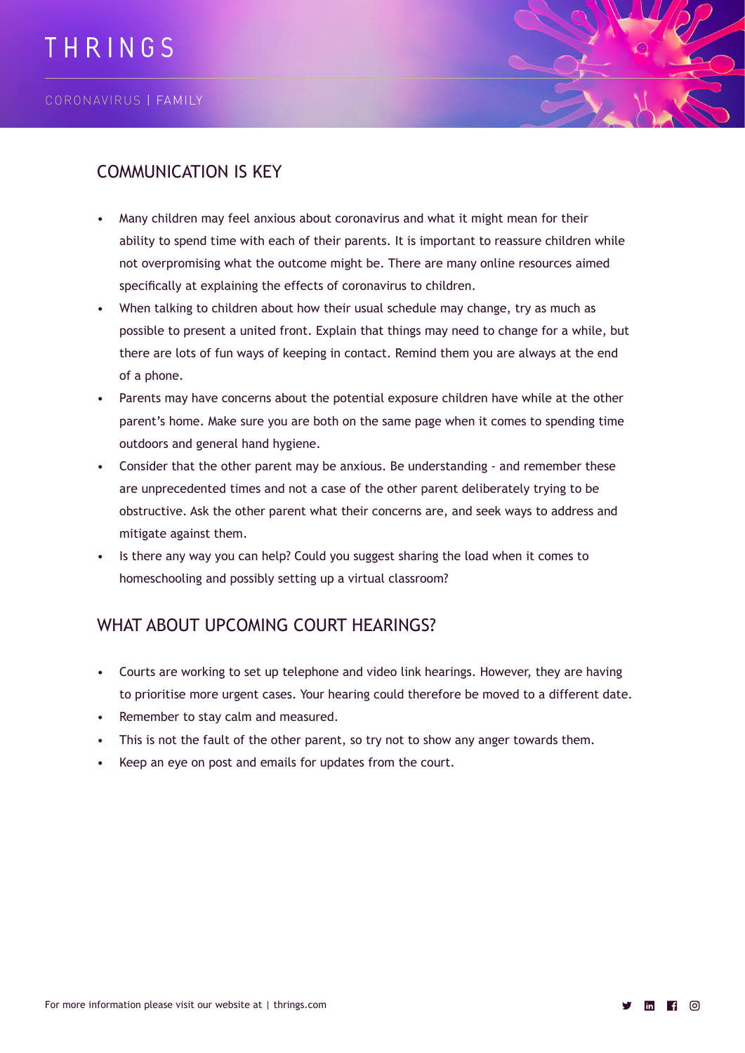## COMMUNICATION IS KEY

- Many children may feel anxious about coronavirus and what it might mean for their ability to spend time with each of their parents. It is important to reassure children while not overpromising what the outcome might be. There are many online resources aimed specifically at explaining the effects of coronavirus to children.
- When talking to children about how their usual schedule may change, try as much as possible to present a united front. Explain that things may need to change for a while, but there are lots of fun ways of keeping in contact. Remind them you are always at the end of a phone.
- Parents may have concerns about the potential exposure children have while at the other parent's home. Make sure you are both on the same page when it comes to spending time outdoors and general hand hygiene.
- Consider that the other parent may be anxious. Be understanding - and remember these are unprecedented times and not a case of the other parent deliberately trying to be obstructive. Ask the other parent what their concerns are, and seek ways to address and mitigate against them.
- Is there any way you can help? Could you suggest sharing the load when it comes to homeschooling and possibly setting up a virtual classroom?

## WHAT ABOUT UPCOMING COURT HEARINGS?

- Courts are working to set up telephone and video link hearings. However, they are having to prioritise more urgent cases. Your hearing could therefore be moved to a different date.
- Remember to stay calm and measured.
- This is not the fault of the other parent, so try not to show any anger towards them.
- Keep an eye on post and emails for updates from the court.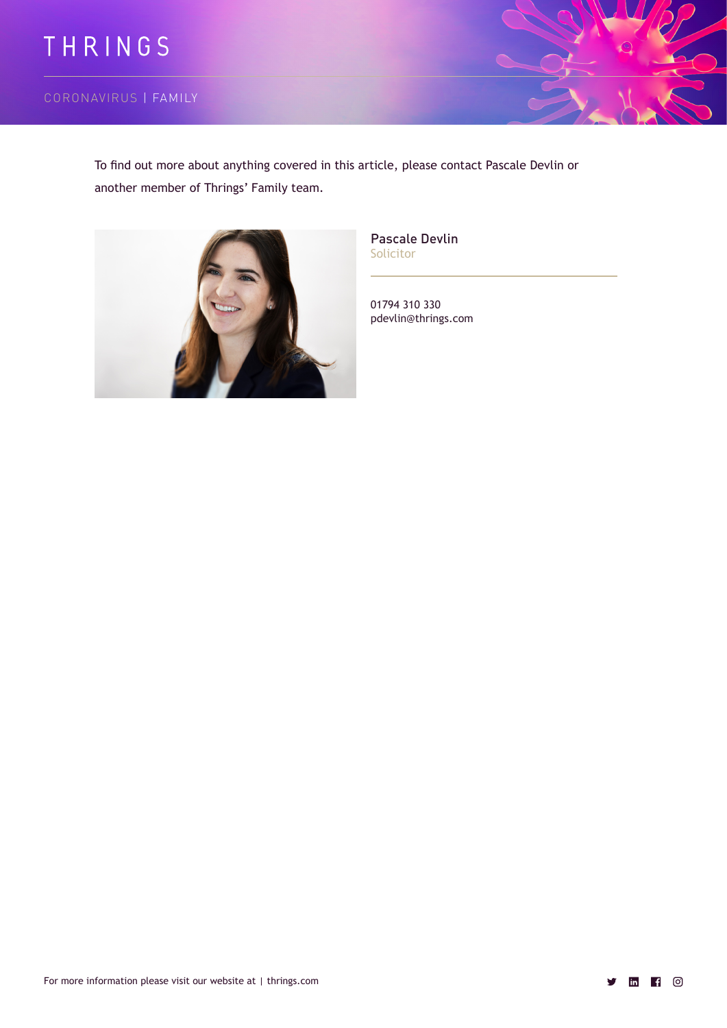To find out more about anything covered in this article, please contact Pascale Devlin or another member of Thrings' Family team.

**Pascale Devlin**
Solicitor

01794 310 330
pdevlin@thrings.com

For more information please visit our website at | thrings.com